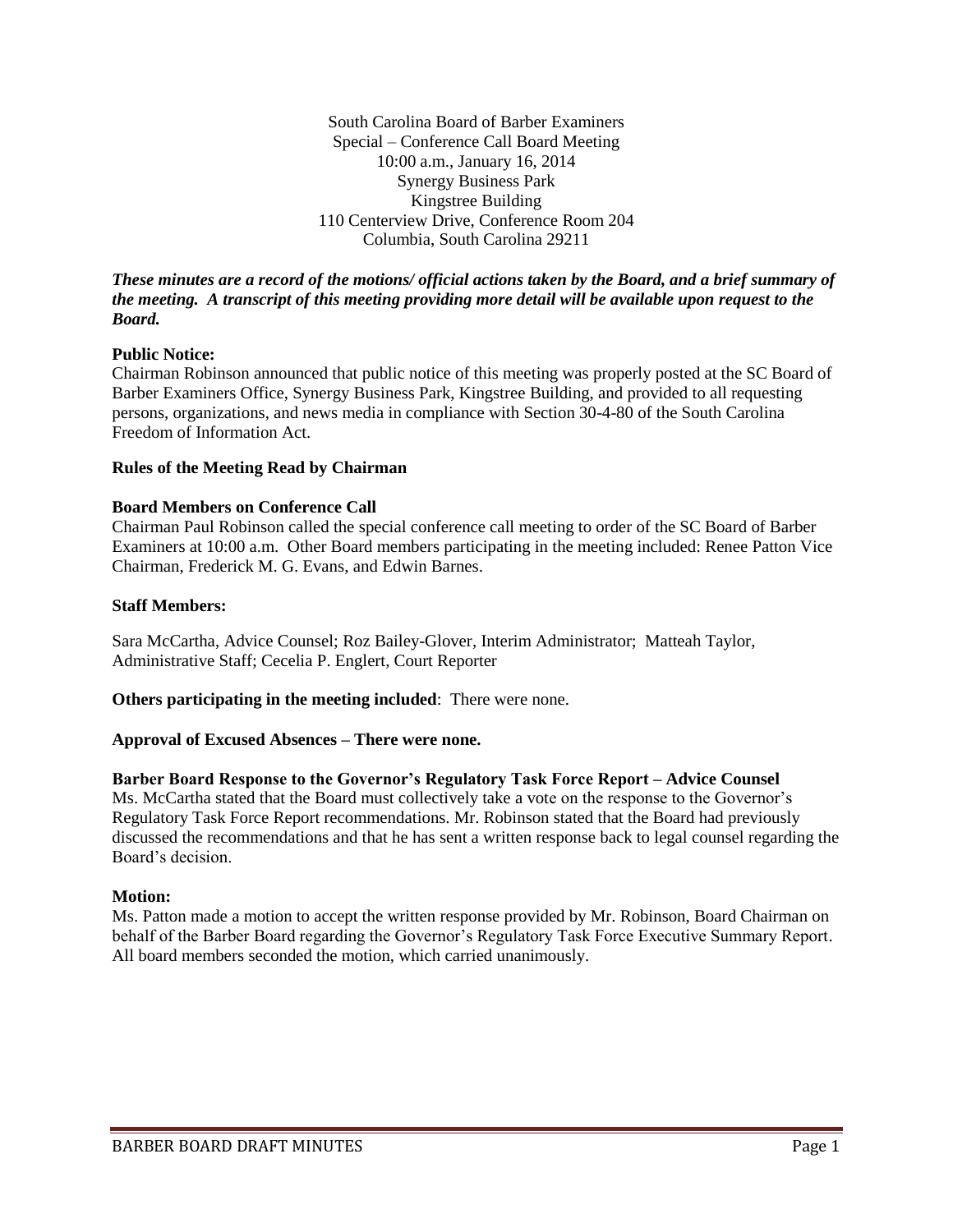South Carolina Board of Barber Examiners
Special – Conference Call Board Meeting
10:00 a.m., January 16, 2014
Synergy Business Park
Kingstree Building
110 Centerview Drive, Conference Room 204
Columbia, South Carolina 29211

***These minutes are a record of the motions/ official actions taken by the Board, and a brief summary of the meeting. A transcript of this meeting providing more detail will be available upon request to the Board.***

**Public Notice:**
Chairman Robinson announced that public notice of this meeting was properly posted at the SC Board of Barber Examiners Office, Synergy Business Park, Kingstree Building, and provided to all requesting persons, organizations, and news media in compliance with Section 30-4-80 of the South Carolina Freedom of Information Act.

**Rules of the Meeting Read by Chairman**

**Board Members on Conference Call**
Chairman Paul Robinson called the special conference call meeting to order of the SC Board of Barber Examiners at 10:00 a.m. Other Board members participating in the meeting included: Renee Patton Vice Chairman, Frederick M. G. Evans, and Edwin Barnes.

**Staff Members:**

Sara McCartha, Advice Counsel; Roz Bailey-Glover, Interim Administrator; Matteah Taylor, Administrative Staff; Cecelia P. Englert, Court Reporter

**Others participating in the meeting included**: There were none.

**Approval of Excused Absences – There were none.**

**Barber Board Response to the Governor's Regulatory Task Force Report – Advice Counsel**
Ms. McCartha stated that the Board must collectively take a vote on the response to the Governor's Regulatory Task Force Report recommendations. Mr. Robinson stated that the Board had previously discussed the recommendations and that he has sent a written response back to legal counsel regarding the Board's decision.

**Motion:**
Ms. Patton made a motion to accept the written response provided by Mr. Robinson, Board Chairman on behalf of the Barber Board regarding the Governor's Regulatory Task Force Executive Summary Report. All board members seconded the motion, which carried unanimously.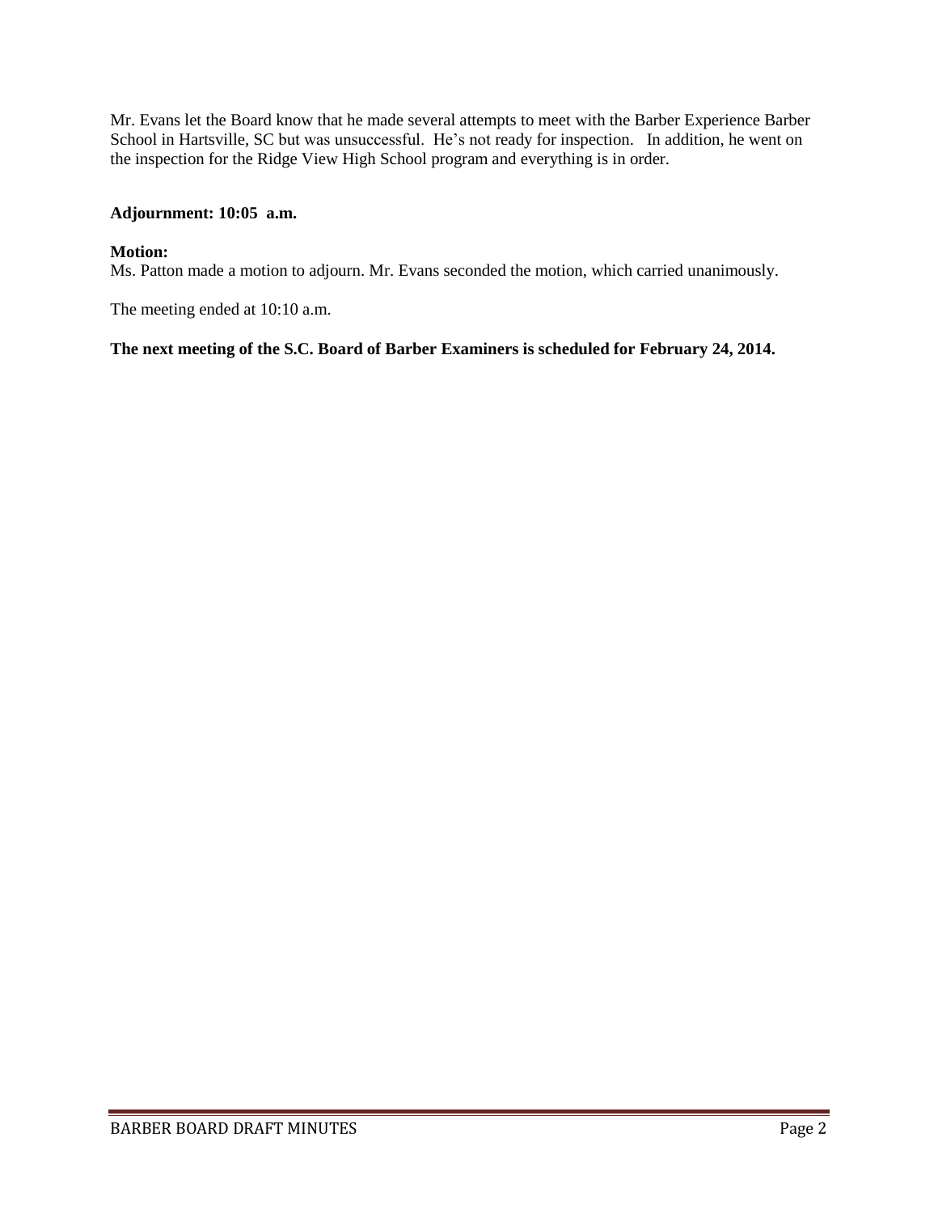Mr. Evans let the Board know that he made several attempts to meet with the Barber Experience Barber School in Hartsville, SC but was unsuccessful. He's not ready for inspection. In addition, he went on the inspection for the Ridge View High School program and everything is in order.

**Adjournment: 10:05 a.m.**

**Motion:**
Ms. Patton made a motion to adjourn. Mr. Evans seconded the motion, which carried unanimously.

The meeting ended at 10:10 a.m.

**The next meeting of the S.C. Board of Barber Examiners is scheduled for February 24, 2014.**